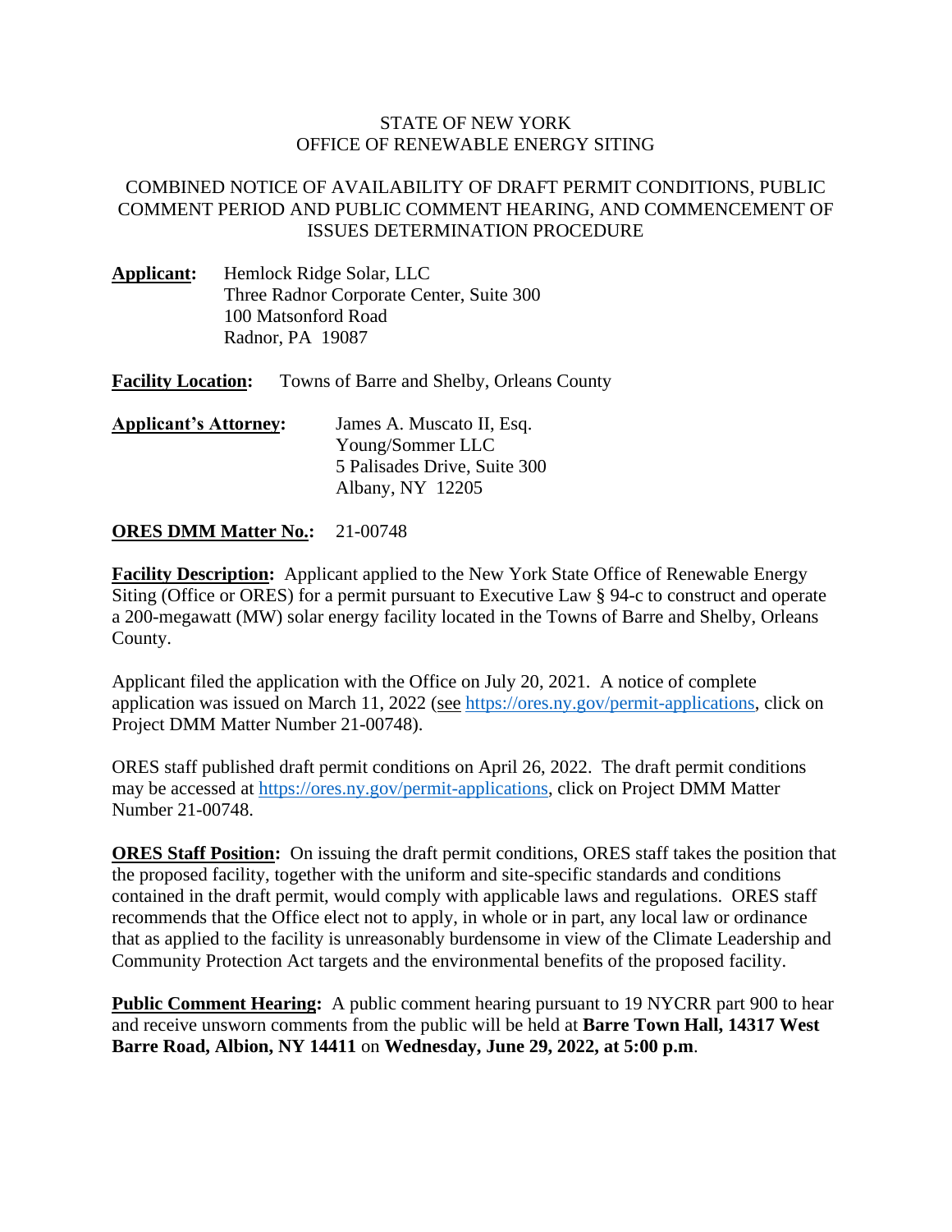STATE OF NEW YORK
OFFICE OF RENEWABLE ENERGY SITING

COMBINED NOTICE OF AVAILABILITY OF DRAFT PERMIT CONDITIONS, PUBLIC COMMENT PERIOD AND PUBLIC COMMENT HEARING, AND COMMENCEMENT OF ISSUES DETERMINATION PROCEDURE

**Applicant:** Hemlock Ridge Solar, LLC
Three Radnor Corporate Center, Suite 300
100 Matsonford Road
Radnor, PA 19087

**Facility Location:** Towns of Barre and Shelby, Orleans County

**Applicant's Attorney:** James A. Muscato II, Esq.
Young/Sommer LLC
5 Palisades Drive, Suite 300
Albany, NY 12205

**ORES DMM Matter No.:** 21-00748

**Facility Description:** Applicant applied to the New York State Office of Renewable Energy Siting (Office or ORES) for a permit pursuant to Executive Law § 94-c to construct and operate a 200-megawatt (MW) solar energy facility located in the Towns of Barre and Shelby, Orleans County.

Applicant filed the application with the Office on July 20, 2021. A notice of complete application was issued on March 11, 2022 (see https://ores.ny.gov/permit-applications, click on Project DMM Matter Number 21-00748).

ORES staff published draft permit conditions on April 26, 2022. The draft permit conditions may be accessed at https://ores.ny.gov/permit-applications, click on Project DMM Matter Number 21-00748.

**ORES Staff Position:** On issuing the draft permit conditions, ORES staff takes the position that the proposed facility, together with the uniform and site-specific standards and conditions contained in the draft permit, would comply with applicable laws and regulations. ORES staff recommends that the Office elect not to apply, in whole or in part, any local law or ordinance that as applied to the facility is unreasonably burdensome in view of the Climate Leadership and Community Protection Act targets and the environmental benefits of the proposed facility.

**Public Comment Hearing:** A public comment hearing pursuant to 19 NYCRR part 900 to hear and receive unsworn comments from the public will be held at **Barre Town Hall, 14317 West Barre Road, Albion, NY 14411** on **Wednesday, June 29, 2022, at 5:00 p.m**.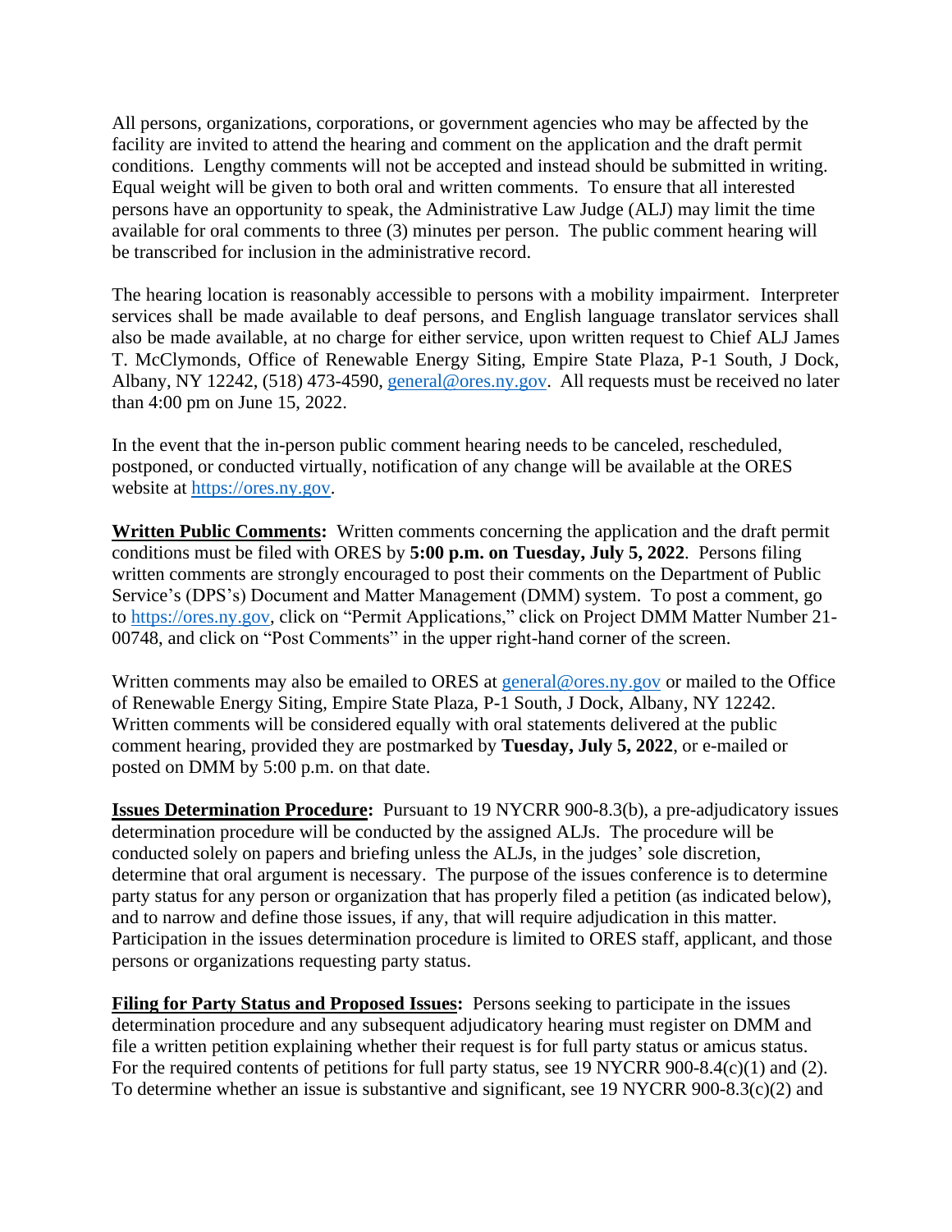All persons, organizations, corporations, or government agencies who may be affected by the facility are invited to attend the hearing and comment on the application and the draft permit conditions. Lengthy comments will not be accepted and instead should be submitted in writing. Equal weight will be given to both oral and written comments. To ensure that all interested persons have an opportunity to speak, the Administrative Law Judge (ALJ) may limit the time available for oral comments to three (3) minutes per person. The public comment hearing will be transcribed for inclusion in the administrative record.

The hearing location is reasonably accessible to persons with a mobility impairment. Interpreter services shall be made available to deaf persons, and English language translator services shall also be made available, at no charge for either service, upon written request to Chief ALJ James T. McClymonds, Office of Renewable Energy Siting, Empire State Plaza, P-1 South, J Dock, Albany, NY 12242, (518) 473-4590, general@ores.ny.gov. All requests must be received no later than 4:00 pm on June 15, 2022.

In the event that the in-person public comment hearing needs to be canceled, rescheduled, postponed, or conducted virtually, notification of any change will be available at the ORES website at https://ores.ny.gov.

**Written Public Comments:** Written comments concerning the application and the draft permit conditions must be filed with ORES by **5:00 p.m. on Tuesday, July 5, 2022**. Persons filing written comments are strongly encouraged to post their comments on the Department of Public Service's (DPS's) Document and Matter Management (DMM) system. To post a comment, go to https://ores.ny.gov, click on "Permit Applications," click on Project DMM Matter Number 21-00748, and click on "Post Comments" in the upper right-hand corner of the screen.

Written comments may also be emailed to ORES at general@ores.ny.gov or mailed to the Office of Renewable Energy Siting, Empire State Plaza, P-1 South, J Dock, Albany, NY 12242. Written comments will be considered equally with oral statements delivered at the public comment hearing, provided they are postmarked by **Tuesday, July 5, 2022**, or e-mailed or posted on DMM by 5:00 p.m. on that date.

**Issues Determination Procedure:** Pursuant to 19 NYCRR 900-8.3(b), a pre-adjudicatory issues determination procedure will be conducted by the assigned ALJs. The procedure will be conducted solely on papers and briefing unless the ALJs, in the judges' sole discretion, determine that oral argument is necessary. The purpose of the issues conference is to determine party status for any person or organization that has properly filed a petition (as indicated below), and to narrow and define those issues, if any, that will require adjudication in this matter. Participation in the issues determination procedure is limited to ORES staff, applicant, and those persons or organizations requesting party status.

**Filing for Party Status and Proposed Issues:** Persons seeking to participate in the issues determination procedure and any subsequent adjudicatory hearing must register on DMM and file a written petition explaining whether their request is for full party status or amicus status. For the required contents of petitions for full party status, see 19 NYCRR 900-8.4(c)(1) and (2). To determine whether an issue is substantive and significant, see 19 NYCRR 900-8.3(c)(2) and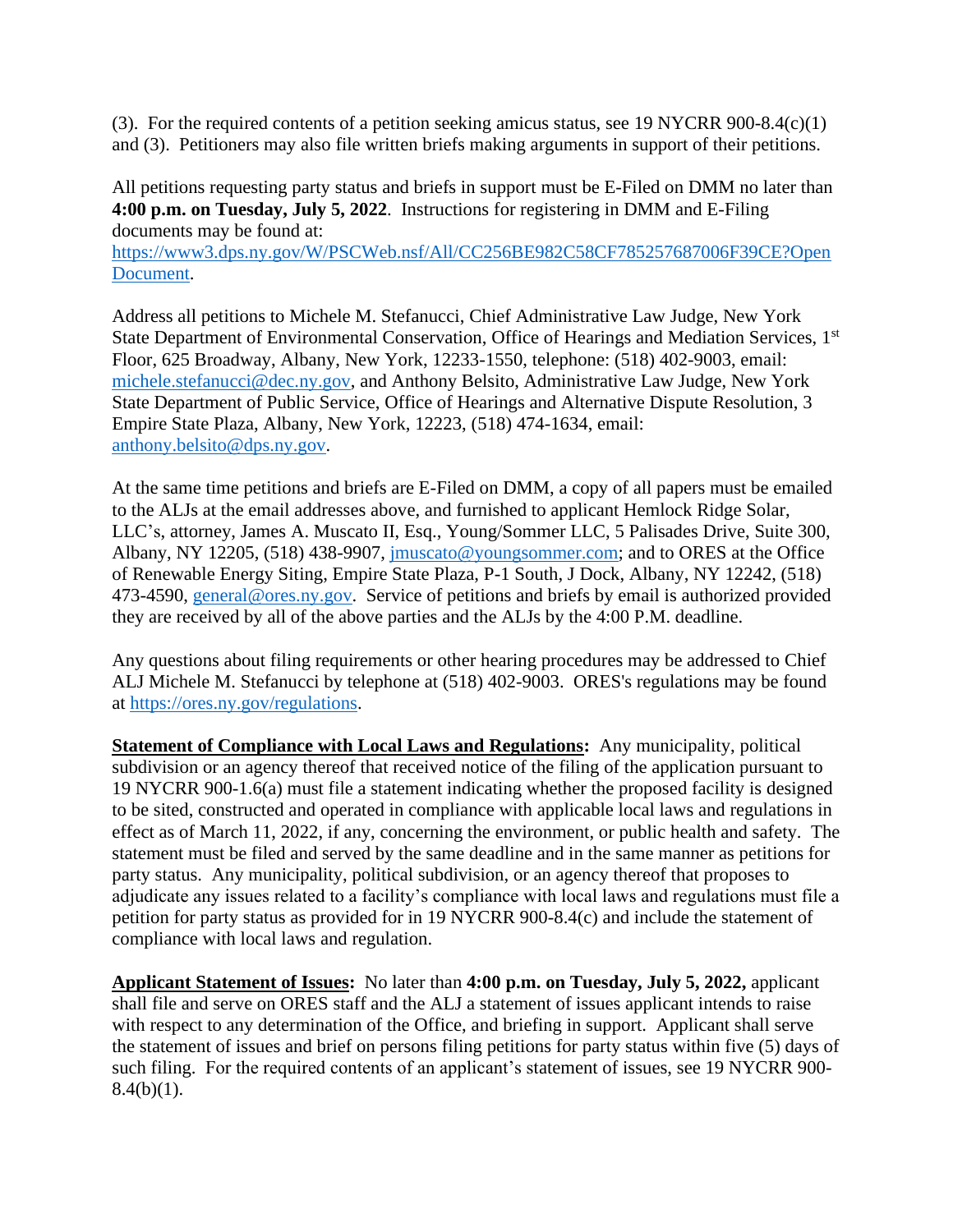(3). For the required contents of a petition seeking amicus status, see 19 NYCRR 900-8.4(c)(1) and (3). Petitioners may also file written briefs making arguments in support of their petitions.

All petitions requesting party status and briefs in support must be E-Filed on DMM no later than **4:00 p.m. on Tuesday, July 5, 2022**. Instructions for registering in DMM and E-Filing documents may be found at: https://www3.dps.ny.gov/W/PSCWeb.nsf/All/CC256BE982C58CF785257687006F39CE?OpenDocument.

Address all petitions to Michele M. Stefanucci, Chief Administrative Law Judge, New York State Department of Environmental Conservation, Office of Hearings and Mediation Services, 1st Floor, 625 Broadway, Albany, New York, 12233-1550, telephone: (518) 402-9003, email: michele.stefanucci@dec.ny.gov, and Anthony Belsito, Administrative Law Judge, New York State Department of Public Service, Office of Hearings and Alternative Dispute Resolution, 3 Empire State Plaza, Albany, New York, 12223, (518) 474-1634, email: anthony.belsito@dps.ny.gov.

At the same time petitions and briefs are E-Filed on DMM, a copy of all papers must be emailed to the ALJs at the email addresses above, and furnished to applicant Hemlock Ridge Solar, LLC's, attorney, James A. Muscato II, Esq., Young/Sommer LLC, 5 Palisades Drive, Suite 300, Albany, NY 12205, (518) 438-9907, jmuscato@youngsommer.com; and to ORES at the Office of Renewable Energy Siting, Empire State Plaza, P-1 South, J Dock, Albany, NY 12242, (518) 473-4590, general@ores.ny.gov. Service of petitions and briefs by email is authorized provided they are received by all of the above parties and the ALJs by the 4:00 P.M. deadline.

Any questions about filing requirements or other hearing procedures may be addressed to Chief ALJ Michele M. Stefanucci by telephone at (518) 402-9003. ORES's regulations may be found at https://ores.ny.gov/regulations.

**Statement of Compliance with Local Laws and Regulations:** Any municipality, political subdivision or an agency thereof that received notice of the filing of the application pursuant to 19 NYCRR 900-1.6(a) must file a statement indicating whether the proposed facility is designed to be sited, constructed and operated in compliance with applicable local laws and regulations in effect as of March 11, 2022, if any, concerning the environment, or public health and safety. The statement must be filed and served by the same deadline and in the same manner as petitions for party status. Any municipality, political subdivision, or an agency thereof that proposes to adjudicate any issues related to a facility's compliance with local laws and regulations must file a petition for party status as provided for in 19 NYCRR 900-8.4(c) and include the statement of compliance with local laws and regulation.

**Applicant Statement of Issues:** No later than **4:00 p.m. on Tuesday, July 5, 2022,** applicant shall file and serve on ORES staff and the ALJ a statement of issues applicant intends to raise with respect to any determination of the Office, and briefing in support. Applicant shall serve the statement of issues and brief on persons filing petitions for party status within five (5) days of such filing. For the required contents of an applicant's statement of issues, see 19 NYCRR 900-8.4(b)(1).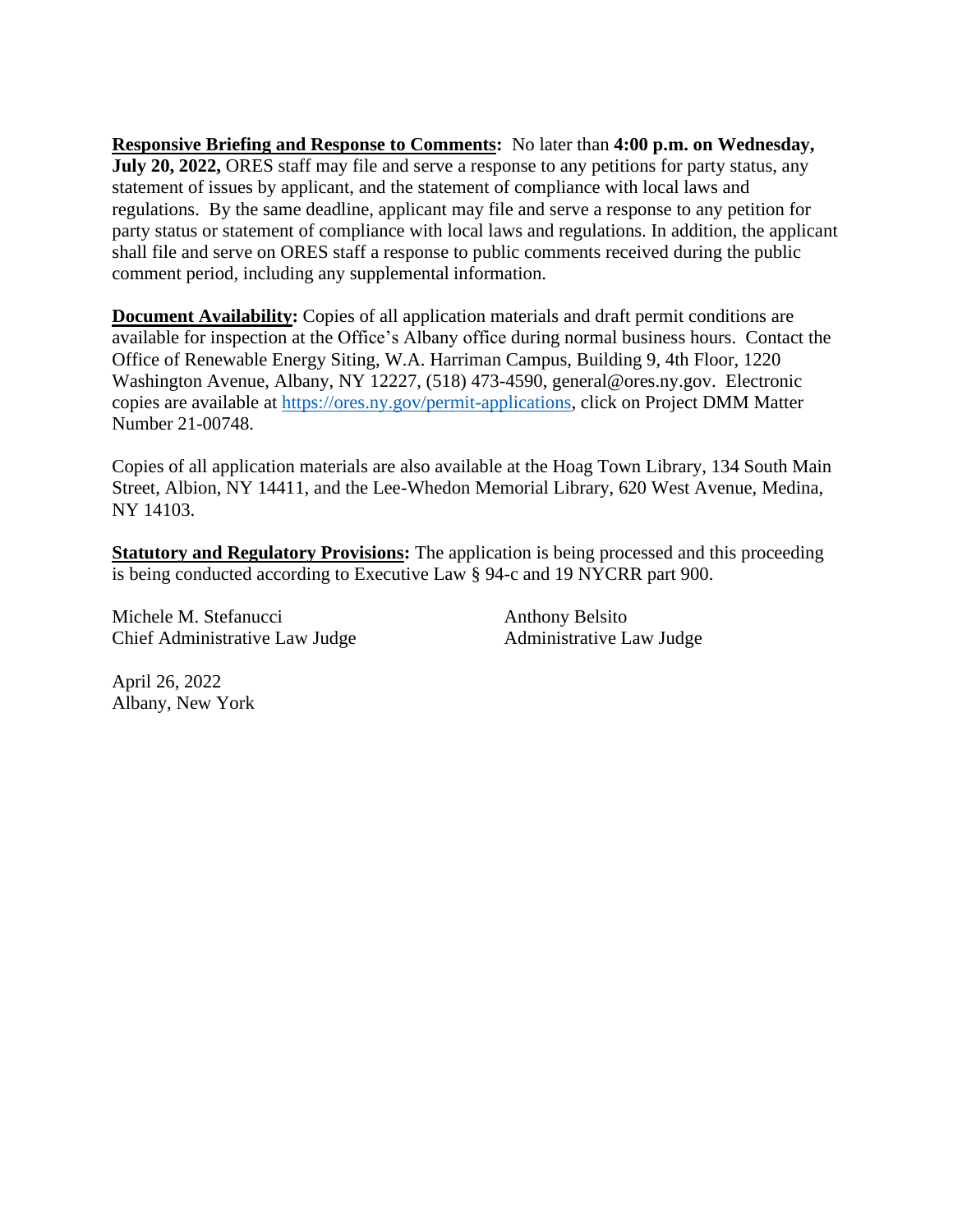**Responsive Briefing and Response to Comments:** No later than **4:00 p.m. on Wednesday, July 20, 2022,** ORES staff may file and serve a response to any petitions for party status, any statement of issues by applicant, and the statement of compliance with local laws and regulations. By the same deadline, applicant may file and serve a response to any petition for party status or statement of compliance with local laws and regulations. In addition, the applicant shall file and serve on ORES staff a response to public comments received during the public comment period, including any supplemental information.

**Document Availability:** Copies of all application materials and draft permit conditions are available for inspection at the Office's Albany office during normal business hours. Contact the Office of Renewable Energy Siting, W.A. Harriman Campus, Building 9, 4th Floor, 1220 Washington Avenue, Albany, NY 12227, (518) 473-4590, general@ores.ny.gov. Electronic copies are available at https://ores.ny.gov/permit-applications, click on Project DMM Matter Number 21-00748.

Copies of all application materials are also available at the Hoag Town Library, 134 South Main Street, Albion, NY 14411, and the Lee-Whedon Memorial Library, 620 West Avenue, Medina, NY 14103.

**Statutory and Regulatory Provisions:** The application is being processed and this proceeding is being conducted according to Executive Law § 94-c and 19 NYCRR part 900.

Michele M. Stefanucci
Chief Administrative Law Judge

Anthony Belsito
Administrative Law Judge

April 26, 2022
Albany, New York